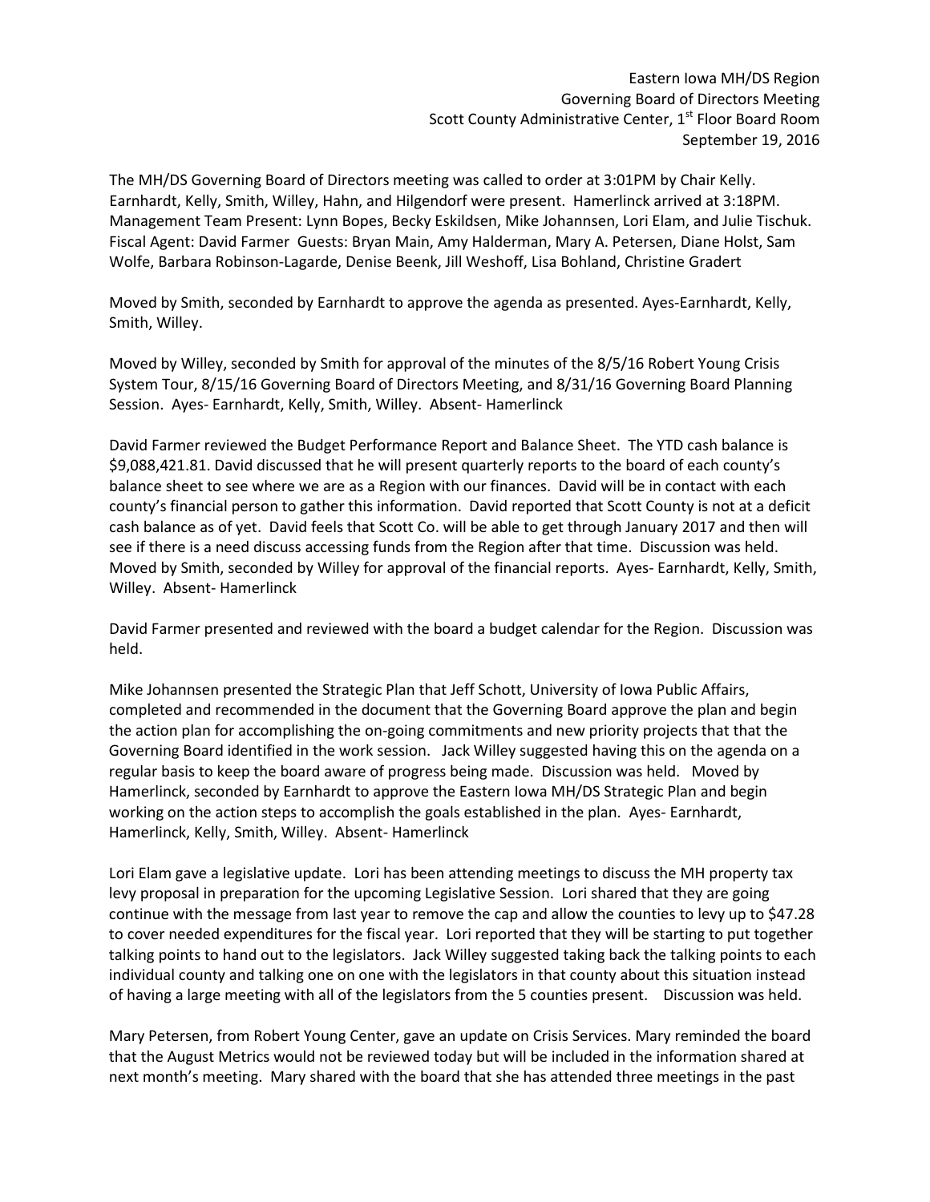Eastern Iowa MH/DS Region
Governing Board of Directors Meeting
Scott County Administrative Center, 1st Floor Board Room
September 19, 2016

The MH/DS Governing Board of Directors meeting was called to order at 3:01PM by Chair Kelly. Earnhardt, Kelly, Smith, Willey, Hahn, and Hilgendorf were present. Hamerlinck arrived at 3:18PM. Management Team Present: Lynn Bopes, Becky Eskildsen, Mike Johannsen, Lori Elam, and Julie Tischuk. Fiscal Agent: David Farmer Guests: Bryan Main, Amy Halderman, Mary A. Petersen, Diane Holst, Sam Wolfe, Barbara Robinson-Lagarde, Denise Beenk, Jill Weshoff, Lisa Bohland, Christine Gradert

Moved by Smith, seconded by Earnhardt to approve the agenda as presented. Ayes-Earnhardt, Kelly, Smith, Willey.

Moved by Willey, seconded by Smith for approval of the minutes of the 8/5/16 Robert Young Crisis System Tour, 8/15/16 Governing Board of Directors Meeting, and 8/31/16 Governing Board Planning Session. Ayes- Earnhardt, Kelly, Smith, Willey. Absent- Hamerlinck

David Farmer reviewed the Budget Performance Report and Balance Sheet. The YTD cash balance is $9,088,421.81. David discussed that he will present quarterly reports to the board of each county's balance sheet to see where we are as a Region with our finances. David will be in contact with each county's financial person to gather this information. David reported that Scott County is not at a deficit cash balance as of yet. David feels that Scott Co. will be able to get through January 2017 and then will see if there is a need discuss accessing funds from the Region after that time. Discussion was held. Moved by Smith, seconded by Willey for approval of the financial reports. Ayes- Earnhardt, Kelly, Smith, Willey. Absent- Hamerlinck

David Farmer presented and reviewed with the board a budget calendar for the Region. Discussion was held.

Mike Johannsen presented the Strategic Plan that Jeff Schott, University of Iowa Public Affairs, completed and recommended in the document that the Governing Board approve the plan and begin the action plan for accomplishing the on-going commitments and new priority projects that that the Governing Board identified in the work session. Jack Willey suggested having this on the agenda on a regular basis to keep the board aware of progress being made. Discussion was held. Moved by Hamerlinck, seconded by Earnhardt to approve the Eastern Iowa MH/DS Strategic Plan and begin working on the action steps to accomplish the goals established in the plan. Ayes- Earnhardt, Hamerlinck, Kelly, Smith, Willey. Absent- Hamerlinck

Lori Elam gave a legislative update. Lori has been attending meetings to discuss the MH property tax levy proposal in preparation for the upcoming Legislative Session. Lori shared that they are going continue with the message from last year to remove the cap and allow the counties to levy up to $47.28 to cover needed expenditures for the fiscal year. Lori reported that they will be starting to put together talking points to hand out to the legislators. Jack Willey suggested taking back the talking points to each individual county and talking one on one with the legislators in that county about this situation instead of having a large meeting with all of the legislators from the 5 counties present. Discussion was held.

Mary Petersen, from Robert Young Center, gave an update on Crisis Services. Mary reminded the board that the August Metrics would not be reviewed today but will be included in the information shared at next month's meeting. Mary shared with the board that she has attended three meetings in the past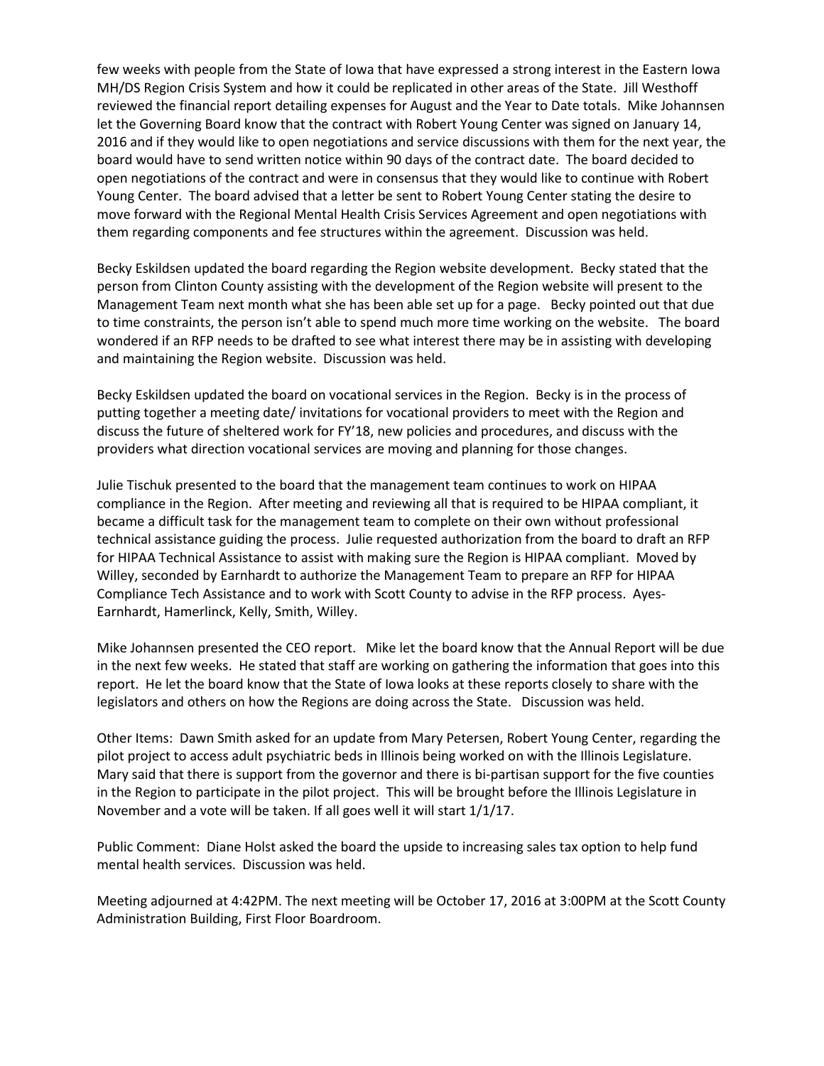few weeks with people from the State of Iowa that have expressed a strong interest in the Eastern Iowa MH/DS Region Crisis System and how it could be replicated in other areas of the State. Jill Westhoff reviewed the financial report detailing expenses for August and the Year to Date totals. Mike Johannsen let the Governing Board know that the contract with Robert Young Center was signed on January 14, 2016 and if they would like to open negotiations and service discussions with them for the next year, the board would have to send written notice within 90 days of the contract date. The board decided to open negotiations of the contract and were in consensus that they would like to continue with Robert Young Center. The board advised that a letter be sent to Robert Young Center stating the desire to move forward with the Regional Mental Health Crisis Services Agreement and open negotiations with them regarding components and fee structures within the agreement. Discussion was held.

Becky Eskildsen updated the board regarding the Region website development. Becky stated that the person from Clinton County assisting with the development of the Region website will present to the Management Team next month what she has been able set up for a page. Becky pointed out that due to time constraints, the person isn't able to spend much more time working on the website. The board wondered if an RFP needs to be drafted to see what interest there may be in assisting with developing and maintaining the Region website. Discussion was held.

Becky Eskildsen updated the board on vocational services in the Region. Becky is in the process of putting together a meeting date/ invitations for vocational providers to meet with the Region and discuss the future of sheltered work for FY'18, new policies and procedures, and discuss with the providers what direction vocational services are moving and planning for those changes.

Julie Tischuk presented to the board that the management team continues to work on HIPAA compliance in the Region. After meeting and reviewing all that is required to be HIPAA compliant, it became a difficult task for the management team to complete on their own without professional technical assistance guiding the process. Julie requested authorization from the board to draft an RFP for HIPAA Technical Assistance to assist with making sure the Region is HIPAA compliant. Moved by Willey, seconded by Earnhardt to authorize the Management Team to prepare an RFP for HIPAA Compliance Tech Assistance and to work with Scott County to advise in the RFP process. Ayes- Earnhardt, Hamerlinck, Kelly, Smith, Willey.

Mike Johannsen presented the CEO report. Mike let the board know that the Annual Report will be due in the next few weeks. He stated that staff are working on gathering the information that goes into this report. He let the board know that the State of Iowa looks at these reports closely to share with the legislators and others on how the Regions are doing across the State. Discussion was held.

Other Items: Dawn Smith asked for an update from Mary Petersen, Robert Young Center, regarding the pilot project to access adult psychiatric beds in Illinois being worked on with the Illinois Legislature. Mary said that there is support from the governor and there is bi-partisan support for the five counties in the Region to participate in the pilot project. This will be brought before the Illinois Legislature in November and a vote will be taken. If all goes well it will start 1/1/17.

Public Comment: Diane Holst asked the board the upside to increasing sales tax option to help fund mental health services. Discussion was held.

Meeting adjourned at 4:42PM. The next meeting will be October 17, 2016 at 3:00PM at the Scott County Administration Building, First Floor Boardroom.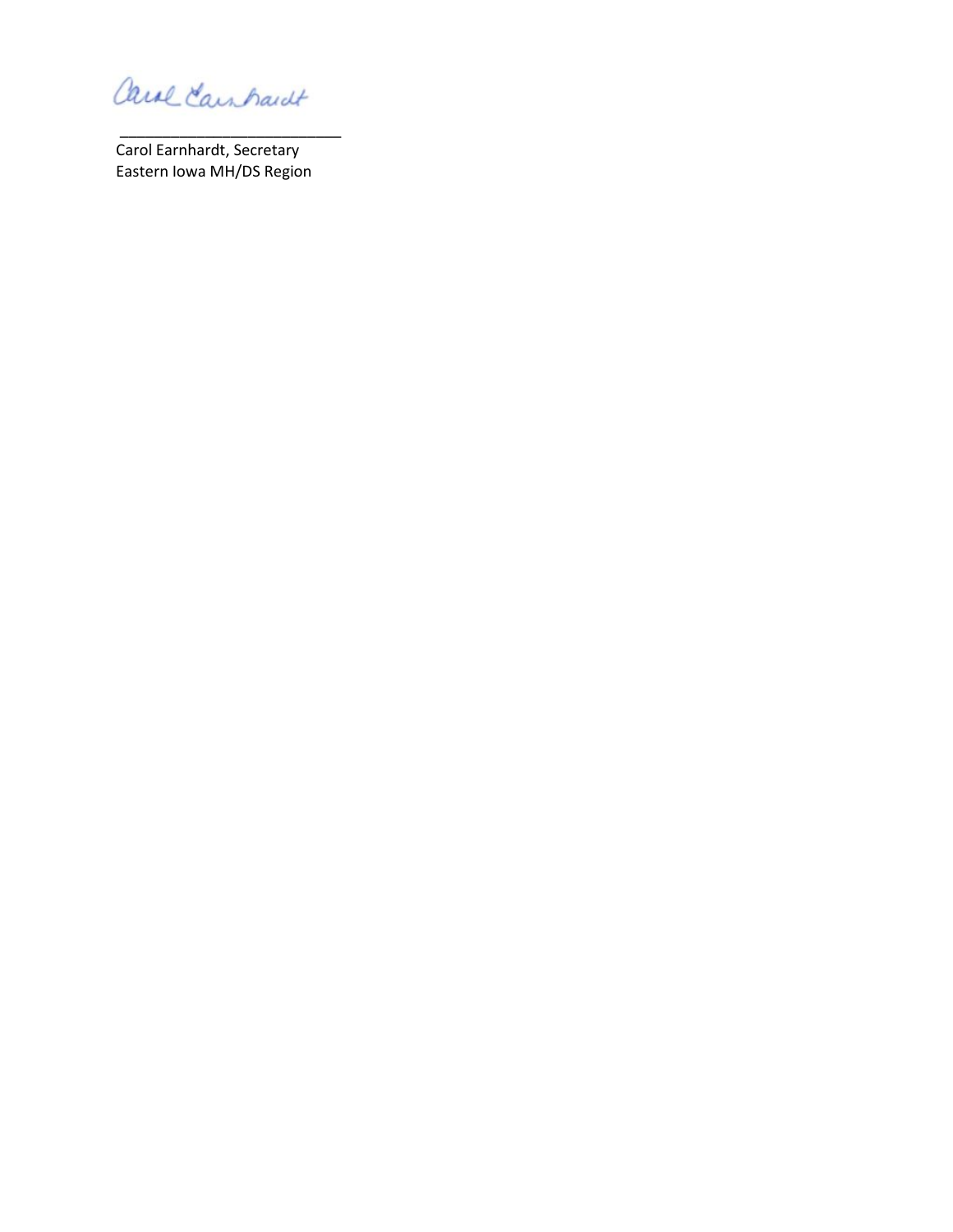Carol Earnhardt

\_\_\_\_\_\_\_\_\_\_\_\_\_\_\_\_\_\_\_\_\_\_\_\_\_\_\_

Carol Earnhardt, Secretary
Eastern Iowa MH/DS Region